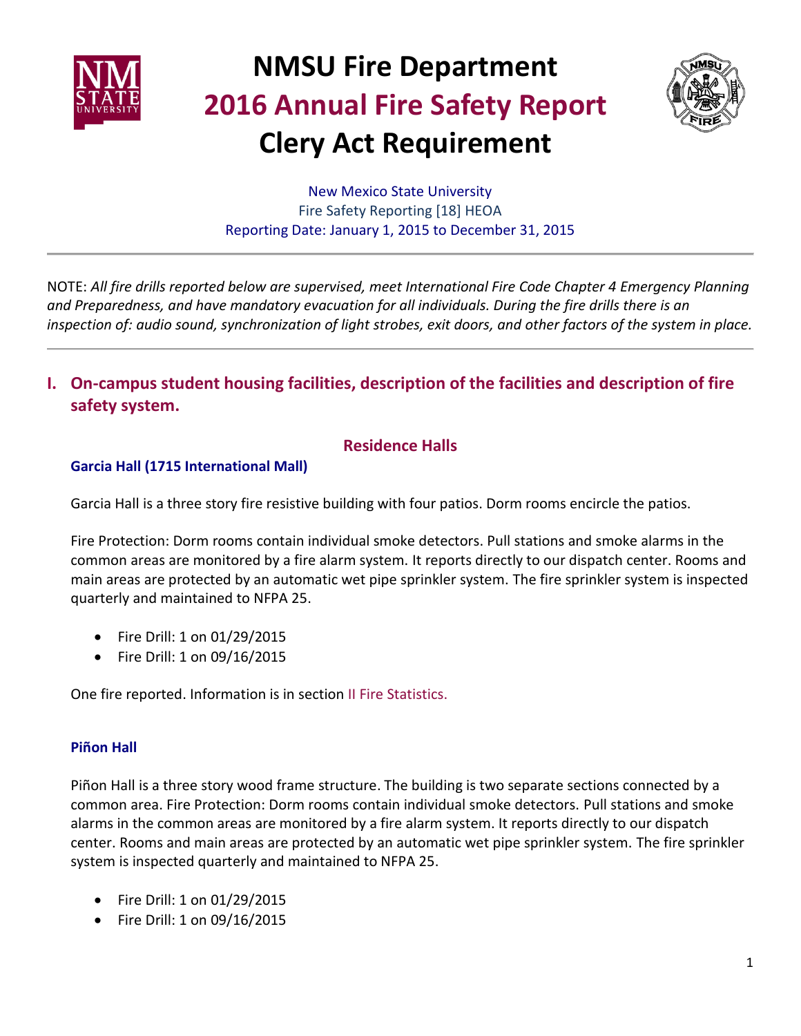# NMSU Fire Department
# 2016 Annual Fire Safety Report
# Clery Act Requirement

New Mexico State University
Fire Safety Reporting [18] HEOA
Reporting Date: January 1, 2015 to December 31, 2015

---

NOTE: *All fire drills reported below are supervised, meet International Fire Code Chapter 4 Emergency Planning and Preparedness, and have mandatory evacuation for all individuals. During the fire drills there is an inspection of: audio sound, synchronization of light strobes, exit doors, and other factors of the system in place.*

---

## I. On-campus student housing facilities, description of the facilities and description of fire safety system.

### Residence Halls

#### Garcia Hall (1715 International Mall)

Garcia Hall is a three story fire resistive building with four patios. Dorm rooms encircle the patios.

Fire Protection: Dorm rooms contain individual smoke detectors. Pull stations and smoke alarms in the common areas are monitored by a fire alarm system. It reports directly to our dispatch center. Rooms and main areas are protected by an automatic wet pipe sprinkler system. The fire sprinkler system is inspected quarterly and maintained to NFPA 25.

- Fire Drill: 1 on 01/29/2015
- Fire Drill: 1 on 09/16/2015

One fire reported. Information is in section II Fire Statistics.

#### Piñon Hall

Piñon Hall is a three story wood frame structure. The building is two separate sections connected by a common area. Fire Protection: Dorm rooms contain individual smoke detectors. Pull stations and smoke alarms in the common areas are monitored by a fire alarm system. It reports directly to our dispatch center. Rooms and main areas are protected by an automatic wet pipe sprinkler system. The fire sprinkler system is inspected quarterly and maintained to NFPA 25.

- Fire Drill: 1 on 01/29/2015
- Fire Drill: 1 on 09/16/2015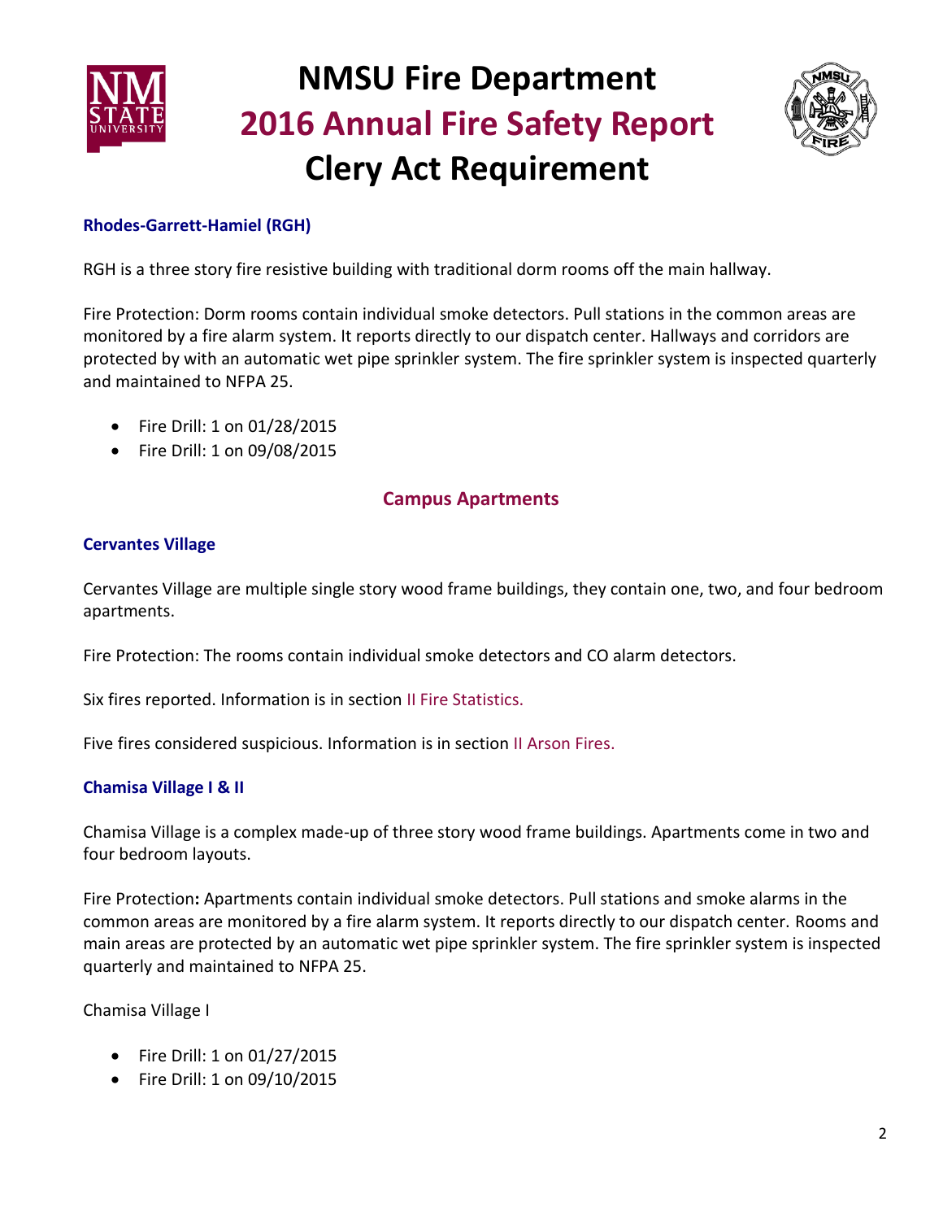### Rhodes-Garrett-Hamiel (RGH)

RGH is a three story fire resistive building with traditional dorm rooms off the main hallway.

Fire Protection: Dorm rooms contain individual smoke detectors. Pull stations in the common areas are monitored by a fire alarm system. It reports directly to our dispatch center. Hallways and corridors are protected by with an automatic wet pipe sprinkler system. The fire sprinkler system is inspected quarterly and maintained to NFPA 25.

- Fire Drill: 1 on 01/28/2015
- Fire Drill: 1 on 09/08/2015

## Campus Apartments

### Cervantes Village

Cervantes Village are multiple single story wood frame buildings, they contain one, two, and four bedroom apartments.

Fire Protection: The rooms contain individual smoke detectors and CO alarm detectors.

Six fires reported. Information is in section II Fire Statistics.

Five fires considered suspicious. Information is in section II Arson Fires.

### Chamisa Village I & II

Chamisa Village is a complex made-up of three story wood frame buildings. Apartments come in two and four bedroom layouts.

Fire Protection**:** Apartments contain individual smoke detectors. Pull stations and smoke alarms in the common areas are monitored by a fire alarm system. It reports directly to our dispatch center. Rooms and main areas are protected by an automatic wet pipe sprinkler system. The fire sprinkler system is inspected quarterly and maintained to NFPA 25.

Chamisa Village I

- Fire Drill: 1 on 01/27/2015
- Fire Drill: 1 on 09/10/2015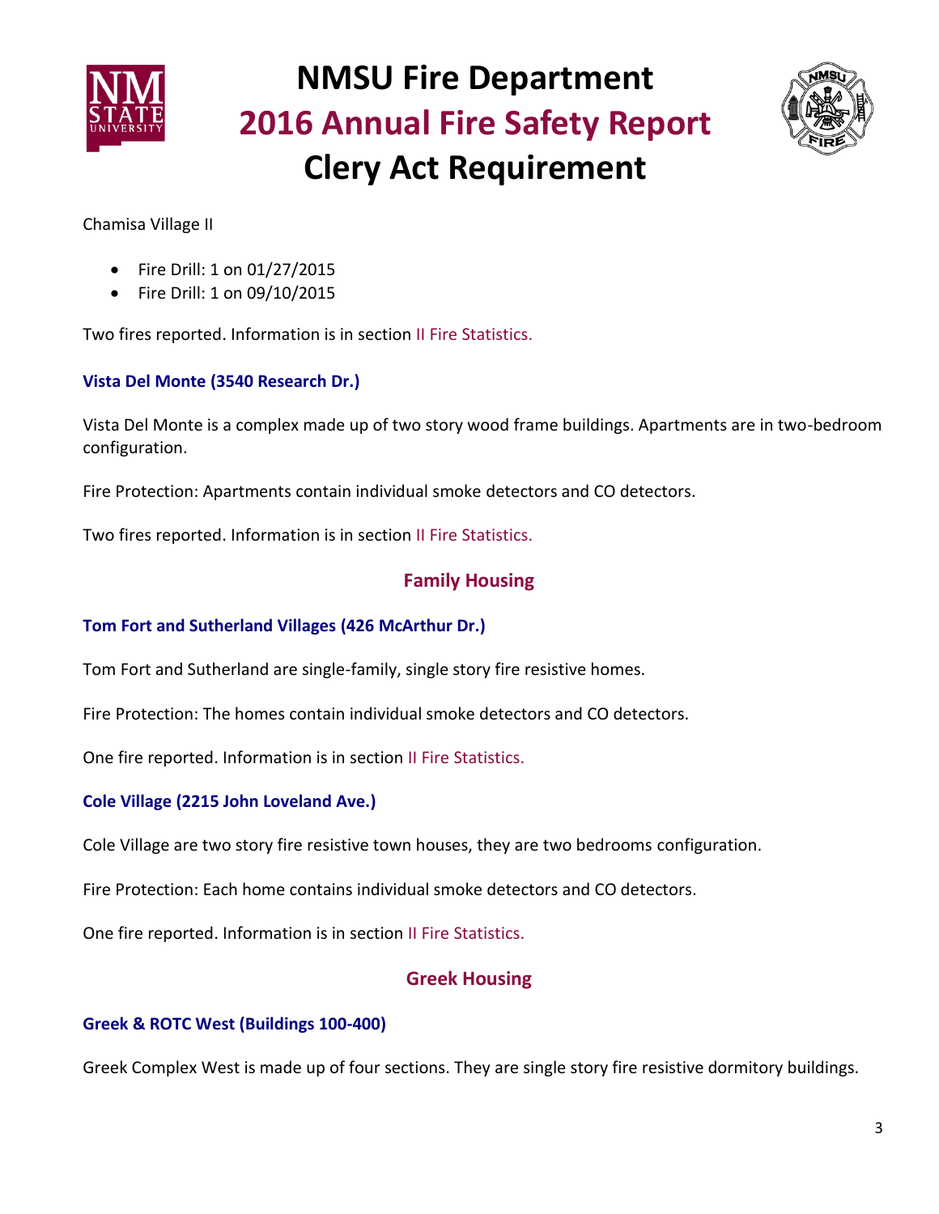Chamisa Village II

- Fire Drill: 1 on 01/27/2015
- Fire Drill: 1 on 09/10/2015

Two fires reported. Information is in section II Fire Statistics.

### Vista Del Monte (3540 Research Dr.)

Vista Del Monte is a complex made up of two story wood frame buildings. Apartments are in two-bedroom configuration.

Fire Protection: Apartments contain individual smoke detectors and CO detectors.

Two fires reported. Information is in section II Fire Statistics.

## Family Housing

### Tom Fort and Sutherland Villages (426 McArthur Dr.)

Tom Fort and Sutherland are single-family, single story fire resistive homes.

Fire Protection: The homes contain individual smoke detectors and CO detectors.

One fire reported. Information is in section II Fire Statistics.

### Cole Village (2215 John Loveland Ave.)

Cole Village are two story fire resistive town houses, they are two bedrooms configuration.

Fire Protection: Each home contains individual smoke detectors and CO detectors.

One fire reported. Information is in section II Fire Statistics.

## Greek Housing

### Greek & ROTC West (Buildings 100-400)

Greek Complex West is made up of four sections. They are single story fire resistive dormitory buildings.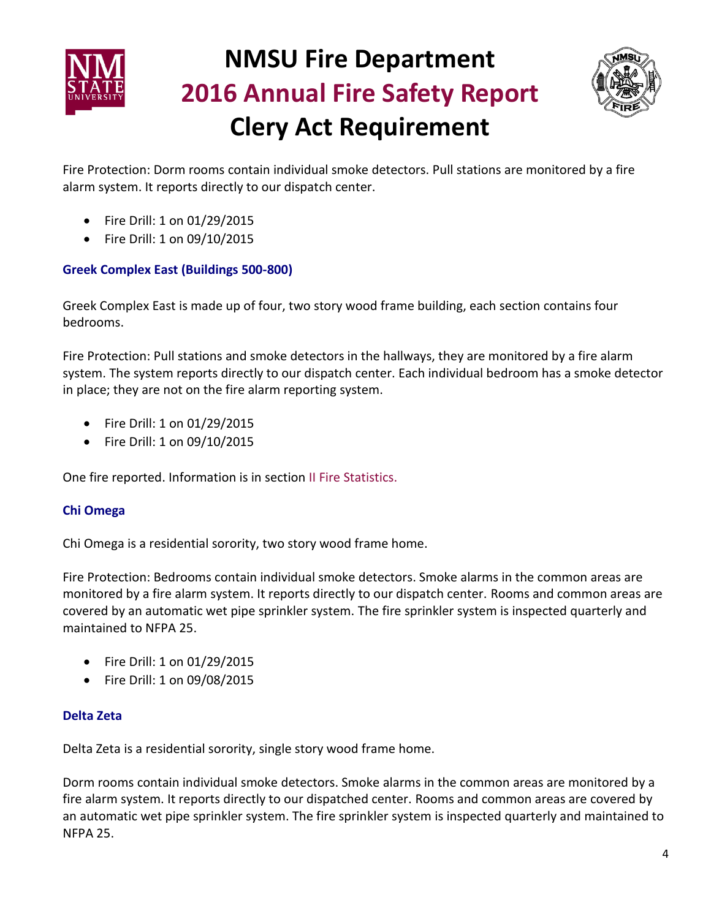Fire Protection: Dorm rooms contain individual smoke detectors. Pull stations are monitored by a fire alarm system. It reports directly to our dispatch center.

- Fire Drill: 1 on 01/29/2015
- Fire Drill: 1 on 09/10/2015

### Greek Complex East (Buildings 500-800)

Greek Complex East is made up of four, two story wood frame building, each section contains four bedrooms.

Fire Protection: Pull stations and smoke detectors in the hallways, they are monitored by a fire alarm system. The system reports directly to our dispatch center. Each individual bedroom has a smoke detector in place; they are not on the fire alarm reporting system.

- Fire Drill: 1 on 01/29/2015
- Fire Drill: 1 on 09/10/2015

One fire reported. Information is in section II Fire Statistics.

### Chi Omega

Chi Omega is a residential sorority, two story wood frame home.

Fire Protection: Bedrooms contain individual smoke detectors. Smoke alarms in the common areas are monitored by a fire alarm system. It reports directly to our dispatch center. Rooms and common areas are covered by an automatic wet pipe sprinkler system. The fire sprinkler system is inspected quarterly and maintained to NFPA 25.

- Fire Drill: 1 on 01/29/2015
- Fire Drill: 1 on 09/08/2015

### Delta Zeta

Delta Zeta is a residential sorority, single story wood frame home.

Dorm rooms contain individual smoke detectors. Smoke alarms in the common areas are monitored by a fire alarm system. It reports directly to our dispatched center. Rooms and common areas are covered by an automatic wet pipe sprinkler system. The fire sprinkler system is inspected quarterly and maintained to NFPA 25.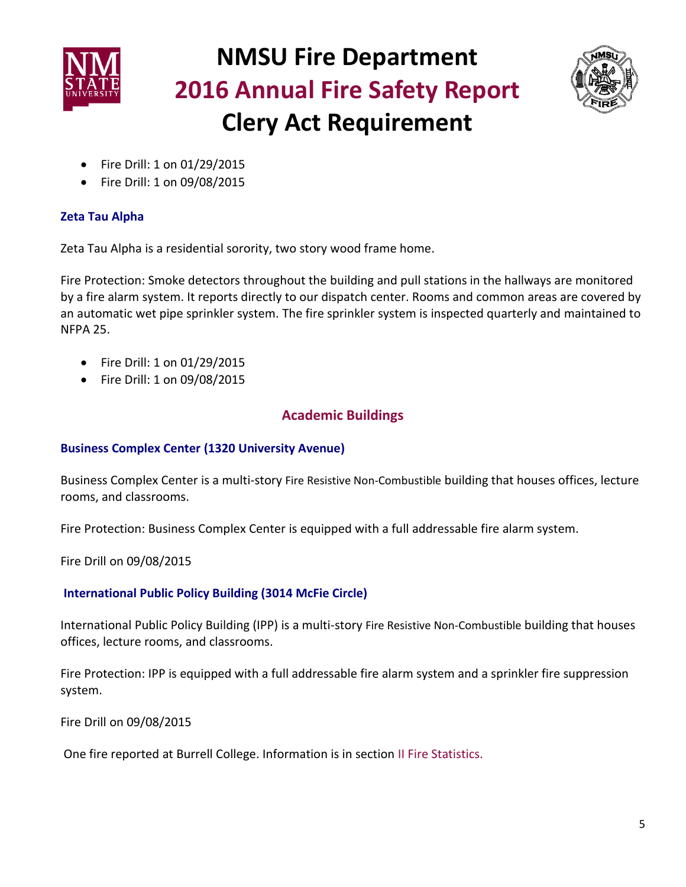- Fire Drill: 1 on 01/29/2015
- Fire Drill: 1 on 09/08/2015

### Zeta Tau Alpha

Zeta Tau Alpha is a residential sorority, two story wood frame home.

Fire Protection: Smoke detectors throughout the building and pull stations in the hallways are monitored by a fire alarm system. It reports directly to our dispatch center. Rooms and common areas are covered by an automatic wet pipe sprinkler system. The fire sprinkler system is inspected quarterly and maintained to NFPA 25.

- Fire Drill: 1 on 01/29/2015
- Fire Drill: 1 on 09/08/2015

## Academic Buildings

### Business Complex Center (1320 University Avenue)

Business Complex Center is a multi-story Fire Resistive Non-Combustible building that houses offices, lecture rooms, and classrooms.

Fire Protection: Business Complex Center is equipped with a full addressable fire alarm system.

Fire Drill on 09/08/2015

### International Public Policy Building (3014 McFie Circle)

International Public Policy Building (IPP) is a multi-story Fire Resistive Non-Combustible building that houses offices, lecture rooms, and classrooms.

Fire Protection: IPP is equipped with a full addressable fire alarm system and a sprinkler fire suppression system.

Fire Drill on 09/08/2015

One fire reported at Burrell College. Information is in section II Fire Statistics.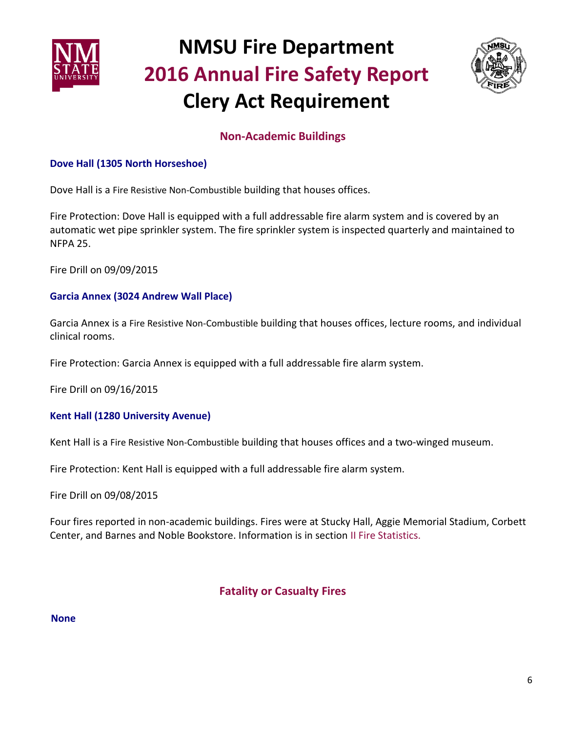## Non-Academic Buildings

### Dove Hall (1305 North Horseshoe)

Dove Hall is a Fire Resistive Non-Combustible building that houses offices.

Fire Protection: Dove Hall is equipped with a full addressable fire alarm system and is covered by an automatic wet pipe sprinkler system. The fire sprinkler system is inspected quarterly and maintained to NFPA 25.

Fire Drill on 09/09/2015

### Garcia Annex (3024 Andrew Wall Place)

Garcia Annex is a Fire Resistive Non-Combustible building that houses offices, lecture rooms, and individual clinical rooms.

Fire Protection: Garcia Annex is equipped with a full addressable fire alarm system.

Fire Drill on 09/16/2015

### Kent Hall (1280 University Avenue)

Kent Hall is a Fire Resistive Non-Combustible building that houses offices and a two-winged museum.

Fire Protection: Kent Hall is equipped with a full addressable fire alarm system.

Fire Drill on 09/08/2015

Four fires reported in non-academic buildings. Fires were at Stucky Hall, Aggie Memorial Stadium, Corbett Center, and Barnes and Noble Bookstore. Information is in section II Fire Statistics.

## Fatality or Casualty Fires

**None**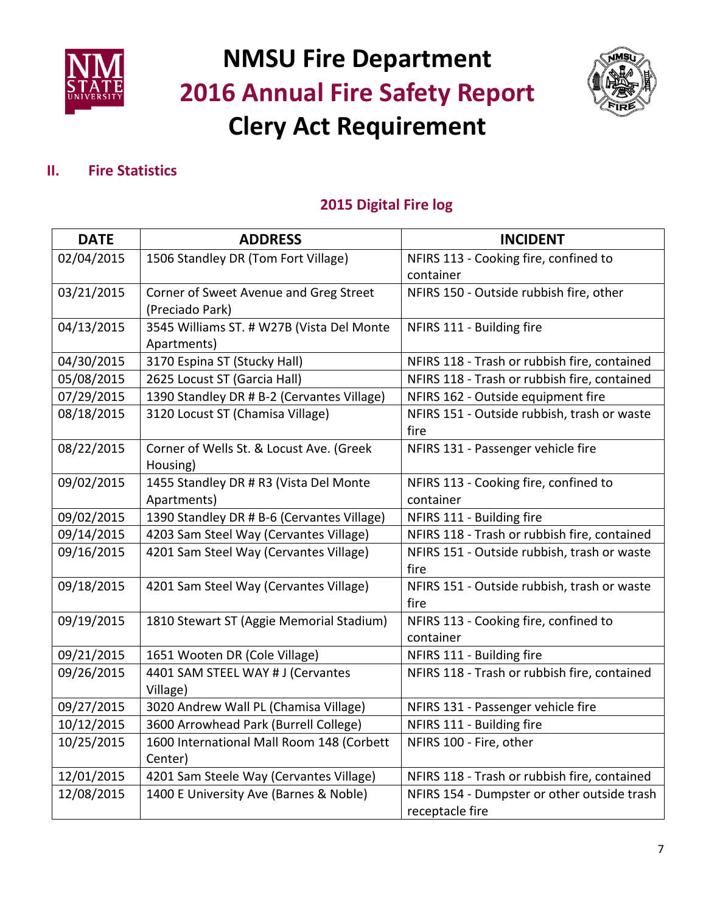# NMSU Fire Department
## 2016 Annual Fire Safety Report
## Clery Act Requirement

### II. Fire Statistics

#### 2015 Digital Fire log

| DATE | ADDRESS | INCIDENT |
|---|---|---|
| 02/04/2015 | 1506 Standley DR (Tom Fort Village) | NFIRS 113 - Cooking fire, confined to container |
| 03/21/2015 | Corner of Sweet Avenue and Greg Street (Preciado Park) | NFIRS 150 - Outside rubbish fire, other |
| 04/13/2015 | 3545 Williams ST. # W27B (Vista Del Monte Apartments) | NFIRS 111 - Building fire |
| 04/30/2015 | 3170 Espina ST (Stucky Hall) | NFIRS 118 - Trash or rubbish fire, contained |
| 05/08/2015 | 2625 Locust ST (Garcia Hall) | NFIRS 118 - Trash or rubbish fire, contained |
| 07/29/2015 | 1390 Standley DR # B-2 (Cervantes Village) | NFIRS 162 - Outside equipment fire |
| 08/18/2015 | 3120 Locust ST (Chamisa Village) | NFIRS 151 - Outside rubbish, trash or waste fire |
| 08/22/2015 | Corner of Wells St. & Locust Ave. (Greek Housing) | NFIRS 131 - Passenger vehicle fire |
| 09/02/2015 | 1455 Standley DR # R3 (Vista Del Monte Apartments) | NFIRS 113 - Cooking fire, confined to container |
| 09/02/2015 | 1390 Standley DR # B-6 (Cervantes Village) | NFIRS 111 - Building fire |
| 09/14/2015 | 4203 Sam Steel Way (Cervantes Village) | NFIRS 118 - Trash or rubbish fire, contained |
| 09/16/2015 | 4201 Sam Steel Way (Cervantes Village) | NFIRS 151 - Outside rubbish, trash or waste fire |
| 09/18/2015 | 4201 Sam Steel Way (Cervantes Village) | NFIRS 151 - Outside rubbish, trash or waste fire |
| 09/19/2015 | 1810 Stewart ST (Aggie Memorial Stadium) | NFIRS 113 - Cooking fire, confined to container |
| 09/21/2015 | 1651 Wooten DR (Cole Village) | NFIRS 111 - Building fire |
| 09/26/2015 | 4401 SAM STEEL WAY # J (Cervantes Village) | NFIRS 118 - Trash or rubbish fire, contained |
| 09/27/2015 | 3020 Andrew Wall PL (Chamisa Village) | NFIRS 131 - Passenger vehicle fire |
| 10/12/2015 | 3600 Arrowhead Park (Burrell College) | NFIRS 111 - Building fire |
| 10/25/2015 | 1600 International Mall Room 148 (Corbett Center) | NFIRS 100 - Fire, other |
| 12/01/2015 | 4201 Sam Steele Way (Cervantes Village) | NFIRS 118 - Trash or rubbish fire, contained |
| 12/08/2015 | 1400 E University Ave (Barnes & Noble) | NFIRS 154 - Dumpster or other outside trash receptacle fire |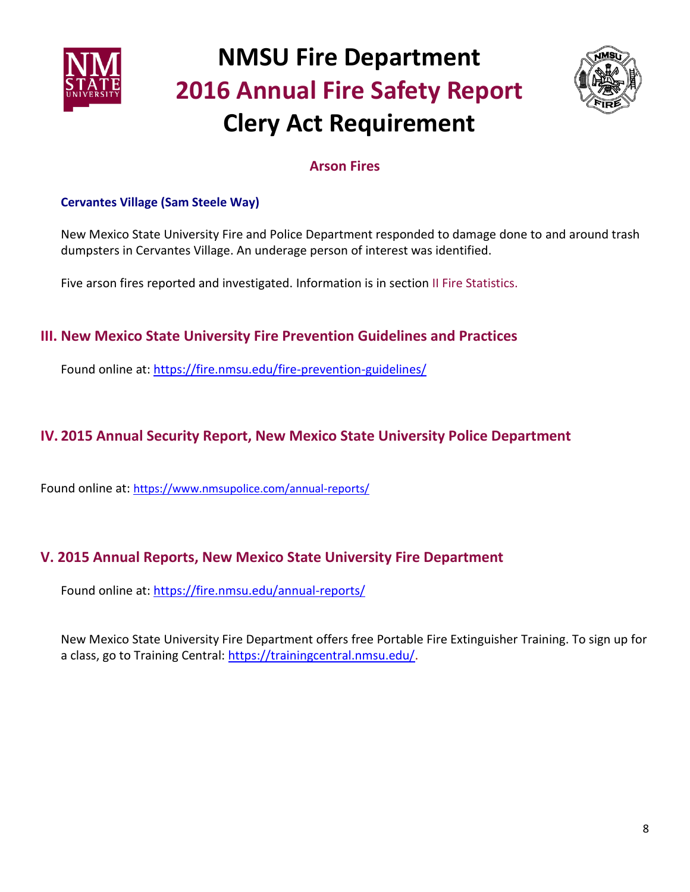# NMSU Fire Department
# 2016 Annual Fire Safety Report
# Clery Act Requirement

### Arson Fires

**Cervantes Village (Sam Steele Way)**

New Mexico State University Fire and Police Department responded to damage done to and around trash dumpsters in Cervantes Village. An underage person of interest was identified.

Five arson fires reported and investigated. Information is in section II Fire Statistics.

## III. New Mexico State University Fire Prevention Guidelines and Practices

Found online at: https://fire.nmsu.edu/fire-prevention-guidelines/

## IV. 2015 Annual Security Report, New Mexico State University Police Department

Found online at: https://www.nmsupolice.com/annual-reports/

## V. 2015 Annual Reports, New Mexico State University Fire Department

Found online at: https://fire.nmsu.edu/annual-reports/

New Mexico State University Fire Department offers free Portable Fire Extinguisher Training. To sign up for a class, go to Training Central: https://trainingcentral.nmsu.edu/.